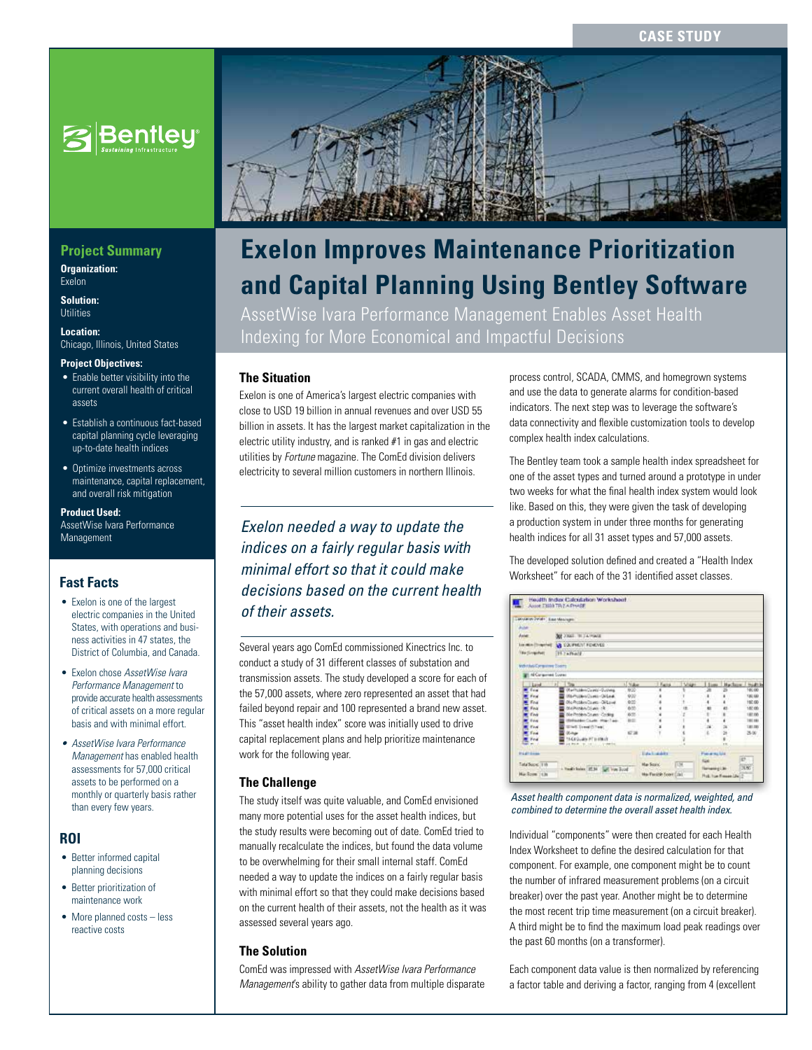CASE STUDY

# Exelon Improves Maintenance Prioritization and Capital Planning Using Bentley Software

AssetWise Ivara Performance Management Enables Asset Health Indexing for More Economical and Impactful Decisions

## Project Summary

**Organization:**
Exelon

**Solution:**
Utilities

**Location:**
Chicago, Illinois, United States

**Project Objectives:**

- Enable better visibility into the current overall health of critical assets
- Establish a continuous fact-based capital planning cycle leveraging up-to-date health indices
- Optimize investments across maintenance, capital replacement, and overall risk mitigation

**Product Used:**
AssetWise Ivara Performance Management

## Fast Facts

- Exelon is one of the largest electric companies in the United States, with operations and business activities in 47 states, the District of Columbia, and Canada.
- Exelon chose *AssetWise Ivara Performance Management* to provide accurate health assessments of critical assets on a more regular basis and with minimal effort.
- *AssetWise Ivara Performance Management* has enabled health assessments for 57,000 critical assets to be performed on a monthly or quarterly basis rather than every few years.

## ROI

- Better informed capital planning decisions
- Better prioritization of maintenance work
- More planned costs – less reactive costs

### The Situation

Exelon is one of America's largest electric companies with close to USD 19 billion in annual revenues and over USD 55 billion in assets. It has the largest market capitalization in the electric utility industry, and is ranked #1 in gas and electric utilities by *Fortune* magazine. The ComEd division delivers electricity to several million customers in northern Illinois.

*Exelon needed a way to update the indices on a fairly regular basis with minimal effort so that it could make decisions based on the current health of their assets.*

Several years ago ComEd commissioned Kinectrics Inc. to conduct a study of 31 different classes of substation and transmission assets. The study developed a score for each of the 57,000 assets, where zero represented an asset that had failed beyond repair and 100 represented a brand new asset. This "asset health index" score was initially used to drive capital replacement plans and help prioritize maintenance work for the following year.

### The Challenge

The study itself was quite valuable, and ComEd envisioned many more potential uses for the asset health indices, but the study results were becoming out of date. ComEd tried to manually recalculate the indices, but found the data volume to be overwhelming for their small internal staff. ComEd needed a way to update the indices on a fairly regular basis with minimal effort so that they could make decisions based on the current health of their assets, not the health as it was assessed several years ago.

### The Solution

ComEd was impressed with *AssetWise Ivara Performance Management*'s ability to gather data from multiple disparate process control, SCADA, CMMS, and homegrown systems and use the data to generate alarms for condition-based indicators. The next step was to leverage the software's data connectivity and flexible customization tools to develop complex health index calculations.

The Bentley team took a sample health index spreadsheet for one of the asset types and turned around a prototype in under two weeks for what the final health index system would look like. Based on this, they were given the task of developing a production system in under three months for generating health indices for all 31 asset types and 57,000 assets.

The developed solution defined and created a "Health Index Worksheet" for each of the 31 identified asset classes.

*Asset health component data is normalized, weighted, and combined to determine the overall asset health index.*

Individual "components" were then created for each Health Index Worksheet to define the desired calculation for that component. For example, one component might be to count the number of infrared measurement problems (on a circuit breaker) over the past year. Another might be to determine the most recent trip time measurement (on a circuit breaker). A third might be to find the maximum load peak readings over the past 60 months (on a transformer).

Each component data value is then normalized by referencing a factor table and deriving a factor, ranging from 4 (excellent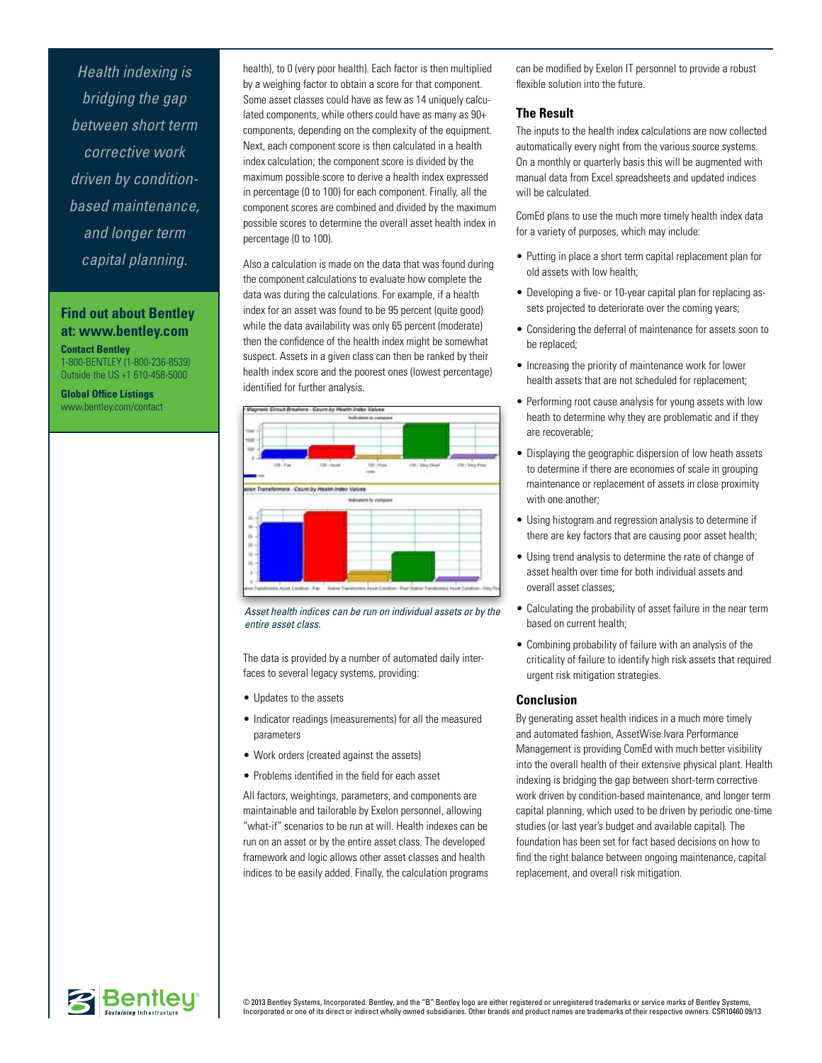*Health indexing is bridging the gap between short term corrective work driven by condition-based maintenance, and longer term capital planning.*

**Find out about Bentley at: www.bentley.com**

**Contact Bentley**
1-800-BENTLEY (1-800-236-8539)
Outside the US +1 610-458-5000

**Global Office Listings**
www.bentley.com/contact

health), to 0 (very poor health). Each factor is then multiplied by a weighing factor to obtain a score for that component. Some asset classes could have as few as 14 uniquely calculated components, while others could have as many as 90+ components, depending on the complexity of the equipment. Next, each component score is then calculated in a health index calculation; the component score is divided by the maximum possible score to derive a health index expressed in percentage (0 to 100) for each component. Finally, all the component scores are combined and divided by the maximum possible scores to determine the overall asset health index in percentage (0 to 100).

Also a calculation is made on the data that was found during the component calculations to evaluate how complete the data was during the calculations. For example, if a health index for an asset was found to be 95 percent (quite good) while the data availability was only 65 percent (moderate) then the confidence of the health index might be somewhat suspect. Assets in a given class can then be ranked by their health index score and the poorest ones (lowest percentage) identified for further analysis.

Magnetic Circuit Breakers - Count by Health Index Values
Indicators to compare
CB - Fair
CB - Good
CB - Poor
CB - Very Good
CB - Very Poor

Station Transformers - Count by Health Index Values
Indicators to compare
Station Transformers Asset Condition - Fair
Station Transformers Asset Condition - Poor
Station Transformers Asset Condition - Very Poor

*Asset health indices can be run on individual assets or by the entire asset class.*

The data is provided by a number of automated daily interfaces to several legacy systems, providing:

- Updates to the assets
- Indicator readings (measurements) for all the measured parameters
- Work orders (created against the assets)
- Problems identified in the field for each asset

All factors, weightings, parameters, and components are maintainable and tailorable by Exelon personnel, allowing "what-if" scenarios to be run at will. Health indexes can be run on an asset or by the entire asset class. The developed framework and logic allows other asset classes and health indices to be easily added. Finally, the calculation programs can be modified by Exelon IT personnel to provide a robust flexible solution into the future.

## The Result

The inputs to the health index calculations are now collected automatically every night from the various source systems. On a monthly or quarterly basis this will be augmented with manual data from Excel spreadsheets and updated indices will be calculated.

ComEd plans to use the much more timely health index data for a variety of purposes, which may include:

- Putting in place a short term capital replacement plan for old assets with low health;
- Developing a five- or 10-year capital plan for replacing assets projected to deteriorate over the coming years;
- Considering the deferral of maintenance for assets soon to be replaced;
- Increasing the priority of maintenance work for lower health assets that are not scheduled for replacement;
- Performing root cause analysis for young assets with low heath to determine why they are problematic and if they are recoverable;
- Displaying the geographic dispersion of low heath assets to determine if there are economies of scale in grouping maintenance or replacement of assets in close proximity with one another;
- Using histogram and regression analysis to determine if there are key factors that are causing poor asset health;
- Using trend analysis to determine the rate of change of asset health over time for both individual assets and overall asset classes;
- Calculating the probability of asset failure in the near term based on current health;
- Combining probability of failure with an analysis of the criticality of failure to identify high risk assets that required urgent risk mitigation strategies.

## Conclusion

By generating asset health indices in a much more timely and automated fashion, AssetWise Ivara Performance Management is providing ComEd with much better visibility into the overall health of their extensive physical plant. Health indexing is bridging the gap between short-term corrective work driven by condition-based maintenance, and longer term capital planning, which used to be driven by periodic one-time studies (or last year's budget and available capital). The foundation has been set for fact based decisions on how to find the right balance between ongoing maintenance, capital replacement, and overall risk mitigation.

© 2013 Bentley Systems, Incorporated. Bentley, and the "B" Bentley logo are either registered or unregistered trademarks or service marks of Bentley Systems, Incorporated or one of its direct or indirect wholly owned subsidiaries. Other brands and product names are trademarks of their respective owners. CSR10460 09/13